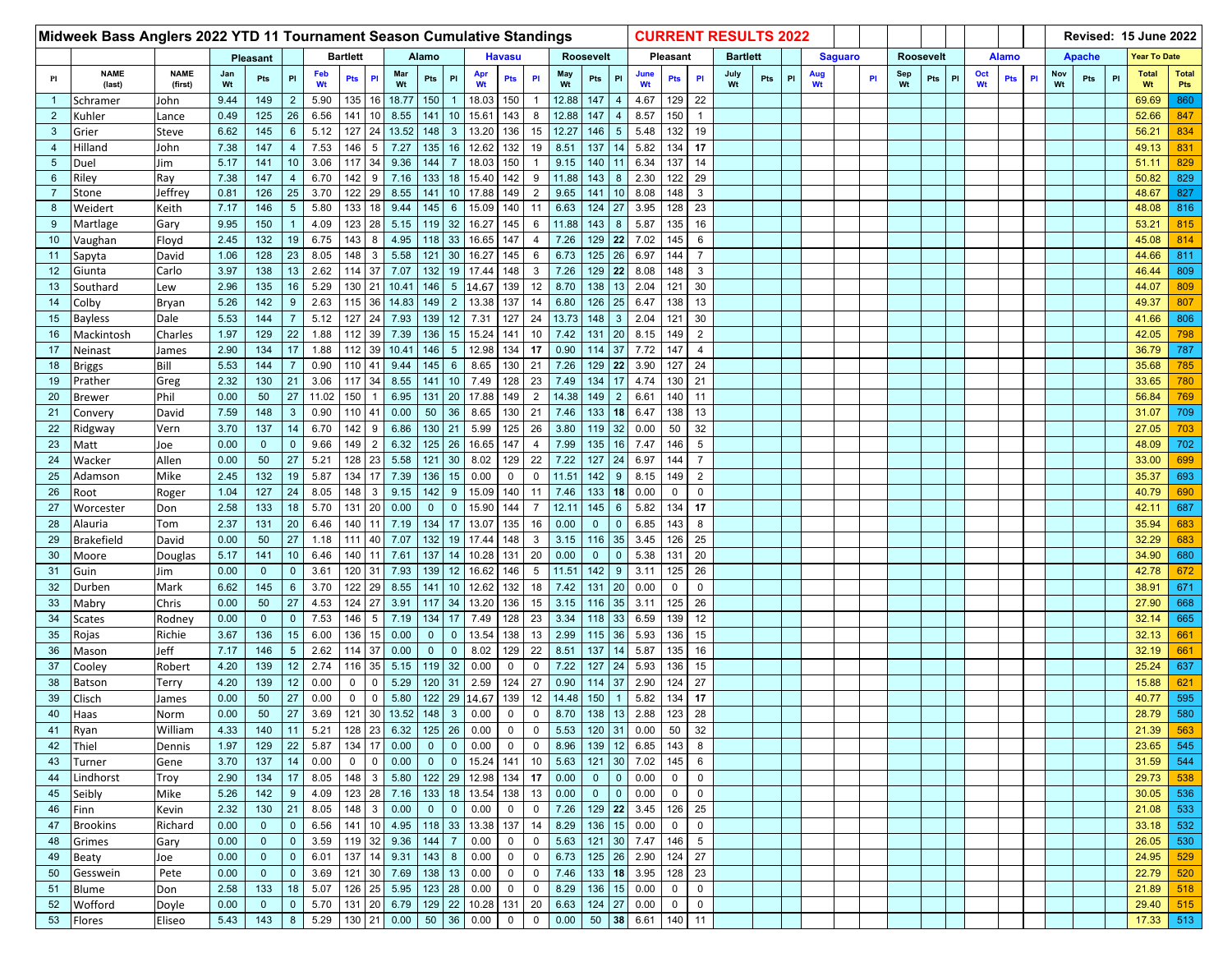# Midweek Bass Anglers 2022 YTD 11 Tournament Season Cumulative Standings

**CURRENT RESULTS 2022** — Revised: 15 June 2022

| | | | Pleasant | | | Bartlett | | | Alamo | | | Havasu | | | Roosevelt | | | Pleasant | | | Bartlett | | | Saguaro | | | Roosevelt | | | Alamo | | | Apache | | | Year To Date | |
|---|---|---|---|---|---|---|---|---|---|---|---|---|---|---|---|---|---|---|---|---|---|---|---|---|---|---|---|---|---|---|---|---|---|---|---|---|---|
| Pl | NAME (last) | NAME (first) | Jan Wt | Pts | Pl | Feb Wt | Pts | Pl | Mar Wt | Pts | Pl | Apr Wt | Pts | Pl | May Wt | Pts | Pl | June Wt | Pts | Pl | July Wt | Pts | Pl | Aug Wt | | Pl | Sep Wt | Pts | Pl | Oct Wt | Pts | Pl | Nov Wt | Pts | Pl | Total Wt | Total Pts |
| 1 | Schramer | John | 9.44 | 149 | 2 | 5.90 | 135 | 16 | 18.77 | 150 | 1 | 18.03 | 150 | 1 | 12.88 | 147 | 4 | 4.67 | 129 | 22 | | | | | | | | | | | | | | | | 69.69 | 860 |
| 2 | Kuhler | Lance | 0.49 | 125 | 26 | 6.56 | 141 | 10 | 8.55 | 141 | 10 | 15.61 | 143 | 8 | 12.88 | 147 | 4 | 8.57 | 150 | 1 | | | | | | | | | | | | | | | | 52.66 | 847 |
| 3 | Grier | Steve | 6.62 | 145 | 6 | 5.12 | 127 | 24 | 13.52 | 148 | 3 | 13.20 | 136 | 15 | 12.27 | 146 | 5 | 5.48 | 132 | 19 | | | | | | | | | | | | | | | | 56.21 | 834 |
| 4 | Hilland | John | 7.38 | 147 | 4 | 7.53 | 146 | 5 | 7.27 | 135 | 16 | 12.62 | 132 | 19 | 8.51 | 137 | 14 | 5.82 | 134 | **17** | | | | | | | | | | | | | | | | 49.13 | 831 |
| 5 | Duel | Jim | 5.17 | 141 | 10 | 3.06 | 117 | 34 | 9.36 | 144 | 7 | 18.03 | 150 | 1 | 9.15 | 140 | 11 | 6.34 | 137 | 14 | | | | | | | | | | | | | | | | 51.11 | 829 |
| 6 | Riley | Ray | 7.38 | 147 | 4 | 6.70 | 142 | 9 | 7.16 | 133 | 18 | 15.40 | 142 | 9 | 11.88 | 143 | 8 | 2.30 | 122 | 29 | | | | | | | | | | | | | | | | 50.82 | 829 |
| 7 | Stone | Jeffrey | 0.81 | 126 | 25 | 3.70 | 122 | 29 | 8.55 | 141 | 10 | 17.88 | 149 | 2 | 9.65 | 141 | 10 | 8.08 | 148 | 3 | | | | | | | | | | | | | | | | 48.67 | 827 |
| 8 | Weidert | Keith | 7.17 | 146 | 5 | 5.80 | 133 | 18 | 9.44 | 145 | 6 | 15.09 | 140 | 11 | 6.63 | 124 | 27 | 3.95 | 128 | 23 | | | | | | | | | | | | | | | | 48.08 | 816 |
| 9 | Martlage | Gary | 9.95 | 150 | 1 | 4.09 | 123 | 28 | 5.15 | 119 | 32 | 16.27 | 145 | 6 | 11.88 | 143 | 8 | 5.87 | 135 | 16 | | | | | | | | | | | | | | | | 53.21 | 815 |
| 10 | Vaughan | Floyd | 2.45 | 132 | 19 | 6.75 | 143 | 8 | 4.95 | 118 | 33 | 16.65 | 147 | 4 | 7.26 | 129 | **22** | 7.02 | 145 | 6 | | | | | | | | | | | | | | | | 45.08 | 814 |
| 11 | Sapyta | David | 1.06 | 128 | 23 | 8.05 | 148 | 3 | 5.58 | 121 | 30 | 16.27 | 145 | 6 | 6.73 | 125 | 26 | 6.97 | 144 | 7 | | | | | | | | | | | | | | | | 44.66 | 811 |
| 12 | Giunta | Carlo | 3.97 | 138 | 13 | 2.62 | 114 | 37 | 7.07 | 132 | 19 | 17.44 | 148 | 3 | 7.26 | 129 | **22** | 8.08 | 148 | 3 | | | | | | | | | | | | | | | | 46.44 | 809 |
| 13 | Southard | Lew | 2.96 | 135 | 16 | 5.29 | 130 | 21 | 10.41 | 146 | 5 | 14.67 | 139 | 12 | 8.70 | 138 | 13 | 2.04 | 121 | 30 | | | | | | | | | | | | | | | | 44.07 | 809 |
| 14 | Colby | Bryan | 5.26 | 142 | 9 | 2.63 | 115 | 36 | 14.83 | 149 | 2 | 13.38 | 137 | 14 | 6.80 | 126 | 25 | 6.47 | 138 | 13 | | | | | | | | | | | | | | | | 49.37 | 807 |
| 15 | Bayless | Dale | 5.53 | 144 | 7 | 5.12 | 127 | 24 | 7.93 | 139 | 12 | 7.31 | 127 | 24 | 13.73 | 148 | 3 | 2.04 | 121 | 30 | | | | | | | | | | | | | | | | 41.66 | 806 |
| 16 | Mackintosh | Charles | 1.97 | 129 | 22 | 1.88 | 112 | 39 | 7.39 | 136 | 15 | 15.24 | 141 | 10 | 7.42 | 131 | 20 | 8.15 | 149 | 2 | | | | | | | | | | | | | | | | 42.05 | 798 |
| 17 | Neinast | James | 2.90 | 134 | 17 | 1.88 | 112 | 39 | 10.41 | 146 | 5 | 12.98 | 134 | **17** | 0.90 | 114 | 37 | 7.72 | 147 | 4 | | | | | | | | | | | | | | | | 36.79 | 787 |
| 18 | Briggs | Bill | 5.53 | 144 | 7 | 0.90 | 110 | 41 | 9.44 | 145 | 6 | 8.65 | 130 | 21 | 7.26 | 129 | **22** | 3.90 | 127 | 24 | | | | | | | | | | | | | | | | 35.68 | 785 |
| 19 | Prather | Greg | 2.32 | 130 | 21 | 3.06 | 117 | 34 | 8.55 | 141 | 10 | 7.49 | 128 | 23 | 7.49 | 134 | 17 | 4.74 | 130 | 21 | | | | | | | | | | | | | | | | 33.65 | 780 |
| 20 | Brewer | Phil | 0.00 | 50 | 27 | 11.02 | 150 | 1 | 6.95 | 131 | 20 | 17.88 | 149 | 2 | 14.38 | 149 | 2 | 6.61 | 140 | 11 | | | | | | | | | | | | | | | | 56.84 | 769 |
| 21 | Convery | David | 7.59 | 148 | 3 | 0.90 | 110 | 41 | 0.00 | 50 | 36 | 8.65 | 130 | 21 | 7.46 | 133 | **18** | 6.47 | 138 | 13 | | | | | | | | | | | | | | | | 31.07 | 709 |
| 22 | Ridgway | Vern | 3.70 | 137 | 14 | 6.70 | 142 | 9 | 6.86 | 130 | 21 | 5.99 | 125 | 26 | 3.80 | 119 | 32 | 0.00 | 50 | 32 | | | | | | | | | | | | | | | | 27.05 | 703 |
| 23 | Matt | Joe | 0.00 | 0 | 0 | 9.66 | 149 | 2 | 6.32 | 125 | 26 | 16.65 | 147 | 4 | 7.99 | 135 | 16 | 7.47 | 146 | 5 | | | | | | | | | | | | | | | | 48.09 | 702 |
| 24 | Wacker | Allen | 0.00 | 50 | 27 | 5.21 | 128 | 23 | 5.58 | 121 | 30 | 8.02 | 129 | 22 | 7.22 | 127 | 24 | 6.97 | 144 | 7 | | | | | | | | | | | | | | | | 33.00 | 699 |
| 25 | Adamson | Mike | 2.45 | 132 | 19 | 5.87 | 134 | 17 | 7.39 | 136 | 15 | 0.00 | 0 | 0 | 11.51 | 142 | 9 | 8.15 | 149 | 2 | | | | | | | | | | | | | | | | 35.37 | 693 |
| 26 | Root | Roger | 1.04 | 127 | 24 | 8.05 | 148 | 3 | 9.15 | 142 | 9 | 15.09 | 140 | 11 | 7.46 | 133 | **18** | 0.00 | 0 | 0 | | | | | | | | | | | | | | | | 40.79 | 690 |
| 27 | Worcester | Don | 2.58 | 133 | 18 | 5.70 | 131 | 20 | 0.00 | 0 | 0 | 15.90 | 144 | 7 | 12.11 | 145 | 6 | 5.82 | 134 | **17** | | | | | | | | | | | | | | | | 42.11 | 687 |
| 28 | Alauria | Tom | 2.37 | 131 | 20 | 6.46 | 140 | 11 | 7.19 | 134 | 17 | 13.07 | 135 | 16 | 0.00 | 0 | 0 | 6.85 | 143 | 8 | | | | | | | | | | | | | | | | 35.94 | 683 |
| 29 | Brakefield | David | 0.00 | 50 | 27 | 1.18 | 111 | 40 | 7.07 | 132 | 19 | 17.44 | 148 | 3 | 3.15 | 116 | 35 | 3.45 | 126 | 25 | | | | | | | | | | | | | | | | 32.29 | 683 |
| 30 | Moore | Douglas | 5.17 | 141 | 10 | 6.46 | 140 | 11 | 7.61 | 137 | 14 | 10.28 | 131 | 20 | 0.00 | 0 | 0 | 5.38 | 131 | 20 | | | | | | | | | | | | | | | | 34.90 | 680 |
| 31 | Guin | Jim | 0.00 | 0 | 0 | 3.61 | 120 | 31 | 7.93 | 139 | 12 | 16.62 | 146 | 5 | 11.51 | 142 | 9 | 3.11 | 125 | 26 | | | | | | | | | | | | | | | | 42.78 | 672 |
| 32 | Durben | Mark | 6.62 | 145 | 6 | 3.70 | 122 | 29 | 8.55 | 141 | 10 | 12.62 | 132 | 18 | 7.42 | 131 | 20 | 0.00 | 0 | 0 | | | | | | | | | | | | | | | | 38.91 | 671 |
| 33 | Mabry | Chris | 0.00 | 50 | 27 | 4.53 | 124 | 27 | 3.91 | 117 | 34 | 13.20 | 136 | 15 | 3.15 | 116 | 35 | 3.11 | 125 | 26 | | | | | | | | | | | | | | | | 27.90 | 668 |
| 34 | Scates | Rodney | 0.00 | 0 | 0 | 7.53 | 146 | 5 | 7.19 | 134 | 17 | 7.49 | 128 | 23 | 3.34 | 118 | 33 | 6.59 | 139 | 12 | | | | | | | | | | | | | | | | 32.14 | 665 |
| 35 | Rojas | Richie | 3.67 | 136 | 15 | 6.00 | 136 | 15 | 0.00 | 0 | 0 | 13.54 | 138 | 13 | 2.99 | 115 | 36 | 5.93 | 136 | 15 | | | | | | | | | | | | | | | | 32.13 | 661 |
| 36 | Mason | Jeff | 7.17 | 146 | 5 | 2.62 | 114 | 37 | 0.00 | 0 | 0 | 8.02 | 129 | 22 | 8.51 | 137 | 14 | 5.87 | 135 | 16 | | | | | | | | | | | | | | | | 32.19 | 661 |
| 37 | Cooley | Robert | 4.20 | 139 | 12 | 2.74 | 116 | 35 | 5.15 | 119 | 32 | 0.00 | 0 | 0 | 7.22 | 127 | 24 | 5.93 | 136 | 15 | | | | | | | | | | | | | | | | 25.24 | 637 |
| 38 | Batson | Terry | 4.20 | 139 | 12 | 0.00 | 0 | 0 | 5.29 | 120 | 31 | 2.59 | 124 | 27 | 0.90 | 114 | 37 | 2.90 | 124 | 27 | | | | | | | | | | | | | | | | 15.88 | 621 |
| 39 | Clisch | James | 0.00 | 50 | 27 | 0.00 | 0 | 0 | 5.80 | 122 | 29 | 14.67 | 139 | 12 | 14.48 | 150 | 1 | 5.82 | 134 | **17** | | | | | | | | | | | | | | | | 40.77 | 595 |
| 40 | Haas | Norm | 0.00 | 50 | 27 | 3.69 | 121 | 30 | 13.52 | 148 | 3 | 0.00 | 0 | 0 | 8.70 | 138 | 13 | 2.88 | 123 | 28 | | | | | | | | | | | | | | | | 28.79 | 580 |
| 41 | Ryan | William | 4.33 | 140 | 11 | 5.21 | 128 | 23 | 6.32 | 125 | 26 | 0.00 | 0 | 0 | 5.53 | 120 | 31 | 0.00 | 50 | 32 | | | | | | | | | | | | | | | | 21.39 | 563 |
| 42 | Thiel | Dennis | 1.97 | 129 | 22 | 5.87 | 134 | 17 | 0.00 | 0 | 0 | 0.00 | 0 | 0 | 8.96 | 139 | 12 | 6.85 | 143 | 8 | | | | | | | | | | | | | | | | 23.65 | 545 |
| 43 | Turner | Gene | 3.70 | 137 | 14 | 0.00 | 0 | 0 | 0.00 | 0 | 0 | 15.24 | 141 | 10 | 5.63 | 121 | 30 | 7.02 | 145 | 6 | | | | | | | | | | | | | | | | 31.59 | 544 |
| 44 | Lindhorst | Troy | 2.90 | 134 | 17 | 8.05 | 148 | 3 | 5.80 | 122 | 29 | 12.98 | 134 | **17** | 0.00 | 0 | 0 | 0.00 | 0 | 0 | | | | | | | | | | | | | | | | 29.73 | 538 |
| 45 | Seibly | Mike | 5.26 | 142 | 9 | 4.09 | 123 | 28 | 7.16 | 133 | 18 | 13.54 | 138 | 13 | 0.00 | 0 | 0 | 0.00 | 0 | 0 | | | | | | | | | | | | | | | | 30.05 | 536 |
| 46 | Finn | Kevin | 2.32 | 130 | 21 | 8.05 | 148 | 3 | 0.00 | 0 | 0 | 0.00 | 0 | 0 | 7.26 | 129 | **22** | 3.45 | 126 | 25 | | | | | | | | | | | | | | | | 21.08 | 533 |
| 47 | Brookins | Richard | 0.00 | 0 | 0 | 6.56 | 141 | 10 | 4.95 | 118 | 33 | 13.38 | 137 | 14 | 8.29 | 136 | 15 | 0.00 | 0 | 0 | | | | | | | | | | | | | | | | 33.18 | 532 |
| 48 | Grimes | Gary | 0.00 | 0 | 0 | 3.59 | 119 | 32 | 9.36 | 144 | 7 | 0.00 | 0 | 0 | 5.63 | 121 | 30 | 7.47 | 146 | 5 | | | | | | | | | | | | | | | | 26.05 | 530 |
| 49 | Beaty | Joe | 0.00 | 0 | 0 | 6.01 | 137 | 14 | 9.31 | 143 | 8 | 0.00 | 0 | 0 | 6.73 | 125 | 26 | 2.90 | 124 | 27 | | | | | | | | | | | | | | | | 24.95 | 529 |
| 50 | Gesswein | Pete | 0.00 | 0 | 0 | 3.69 | 121 | 30 | 7.69 | 138 | 13 | 0.00 | 0 | 0 | 7.46 | 133 | **18** | 3.95 | 128 | 23 | | | | | | | | | | | | | | | | 22.79 | 520 |
| 51 | Blume | Don | 2.58 | 133 | 18 | 5.07 | 126 | 25 | 5.95 | 123 | 28 | 0.00 | 0 | 0 | 8.29 | 136 | 15 | 0.00 | 0 | 0 | | | | | | | | | | | | | | | | 21.89 | 518 |
| 52 | Wofford | Doyle | 0.00 | 0 | 0 | 5.70 | 131 | 20 | 6.79 | 129 | 22 | 10.28 | 131 | 20 | 6.63 | 124 | 27 | 0.00 | 0 | 0 | | | | | | | | | | | | | | | | 29.40 | 515 |
| 53 | Flores | Eliseo | 5.43 | 143 | 8 | 5.29 | 130 | 21 | 0.00 | 50 | 36 | 0.00 | 0 | 0 | 0.00 | 50 | **38** | 6.61 | 140 | 11 | | | | | | | | | | | | | | | | 17.33 | 513 |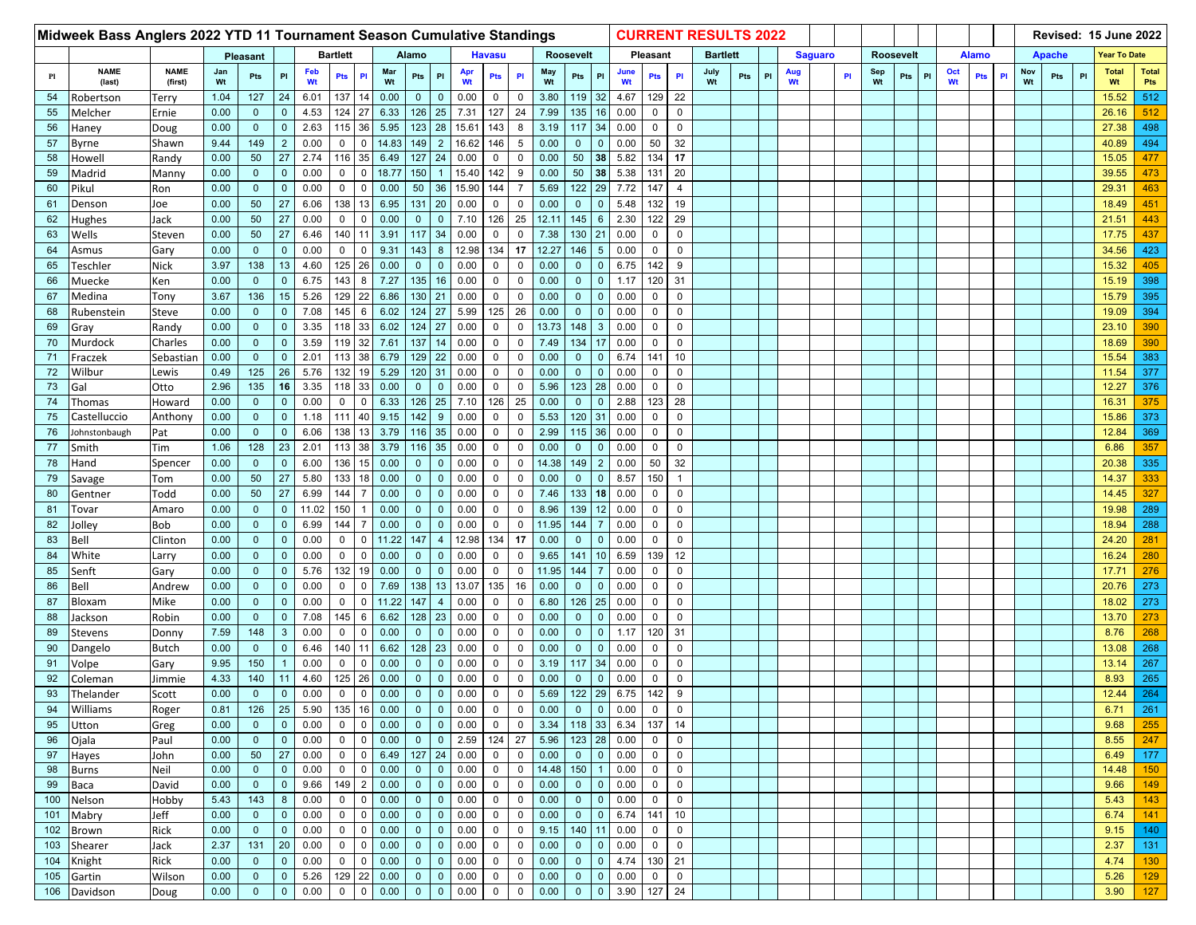| Midweek Bass Anglers 2022 YTD 11 Tournament Season Cumulative Standings | | | | | | | | | | | | | | | | | | | CURRENT RESULTS 2022 | | | | | | | | | | | | | | | | | | | | | | | | Revised: 15 June 2022 | |
|---|---|---|---|---|---|---|---|---|---|---|---|---|---|---|---|---|---|---|---|---|---|---|---|---|---|---|---|---|---|---|---|---|---|---|---|---|---|---|---|---|---|---|
| | | | Pleasant | | | Bartlett | | | Alamo | | | Havasu | | | Roosevelt | | | Pleasant | | | Bartlett | | | Saguaro | | | Roosevelt | | | Alamo | | | Apache | | | Year To Date | |
| Pl | NAME (last) | NAME (first) | Jan Wt | Pts | Pl | Feb Wt | Pts | Pl | Mar Wt | Pts | Pl | Apr Wt | Pts | Pl | May Wt | Pts | Pl | June Wt | Pts | Pl | July Wt | Pts | Pl | Aug Wt | | Pl | Sep Wt | Pts | Pl | Oct Wt | Pts | Pl | Nov Wt | Pts | Pl | Total Wt | Total Pts |
| 54 | Robertson | Terry | 1.04 | 127 | 24 | 6.01 | 137 | 14 | 0.00 | 0 | 0 | 0.00 | 0 | 0 | 3.80 | 119 | 32 | 4.67 | 129 | 22 | | | | | | | | | | | | | | | | 15.52 | 512 |
| 55 | Melcher | Ernie | 0.00 | 0 | 0 | 4.53 | 124 | 27 | 6.33 | 126 | 25 | 7.31 | 127 | 24 | 7.99 | 135 | 16 | 0.00 | 0 | 0 | | | | | | | | | | | | | | | | 26.16 | 512 |
| 56 | Haney | Doug | 0.00 | 0 | 0 | 2.63 | 115 | 36 | 5.95 | 123 | 28 | 15.61 | 143 | 8 | 3.19 | 117 | 34 | 0.00 | 0 | 0 | | | | | | | | | | | | | | | | 27.38 | 498 |
| 57 | Byrne | Shawn | 9.44 | 149 | 2 | 0.00 | 0 | 0 | 14.83 | 149 | 2 | 16.62 | 146 | 5 | 0.00 | 0 | 0 | 0.00 | 50 | 32 | | | | | | | | | | | | | | | | 40.89 | 494 |
| 58 | Howell | Randy | 0.00 | 50 | 27 | 2.74 | 116 | 35 | 6.49 | 127 | 24 | 0.00 | 0 | 0 | 0.00 | 50 | **38** | 5.82 | 134 | **17** | | | | | | | | | | | | | | | | 15.05 | 477 |
| 59 | Madrid | Manny | 0.00 | 0 | 0 | 0.00 | 0 | 0 | 18.77 | 150 | 1 | 15.40 | 142 | 9 | 0.00 | 50 | **38** | 5.38 | 131 | 20 | | | | | | | | | | | | | | | | 39.55 | 473 |
| 60 | Pikul | Ron | 0.00 | 0 | 0 | 0.00 | 0 | 0 | 0.00 | 50 | 36 | 15.90 | 144 | 7 | 5.69 | 122 | 29 | 7.72 | 147 | 4 | | | | | | | | | | | | | | | | 29.31 | 463 |
| 61 | Denson | Joe | 0.00 | 50 | 27 | 6.06 | 138 | 13 | 6.95 | 131 | 20 | 0.00 | 0 | 0 | 0.00 | 0 | 0 | 5.48 | 132 | 19 | | | | | | | | | | | | | | | | 18.49 | 451 |
| 62 | Hughes | Jack | 0.00 | 50 | 27 | 0.00 | 0 | 0 | 0.00 | 0 | 0 | 7.10 | 126 | 25 | 12.11 | 145 | 6 | 2.30 | 122 | 29 | | | | | | | | | | | | | | | | 21.51 | 443 |
| 63 | Wells | Steven | 0.00 | 50 | 27 | 6.46 | 140 | 11 | 3.91 | 117 | 34 | 0.00 | 0 | 0 | 7.38 | 130 | 21 | 0.00 | 0 | 0 | | | | | | | | | | | | | | | | 17.75 | 437 |
| 64 | Asmus | Gary | 0.00 | 0 | 0 | 0.00 | 0 | 0 | 9.31 | 143 | 8 | 12.98 | 134 | **17** | 12.27 | 146 | 5 | 0.00 | 0 | 0 | | | | | | | | | | | | | | | | 34.56 | 423 |
| 65 | Teschler | Nick | 3.97 | 138 | 13 | 4.60 | 125 | 26 | 0.00 | 0 | 0 | 0.00 | 0 | 0 | 0.00 | 0 | 0 | 6.75 | 142 | 9 | | | | | | | | | | | | | | | | 15.32 | 405 |
| 66 | Muecke | Ken | 0.00 | 0 | 0 | 6.75 | 143 | 8 | 7.27 | 135 | 16 | 0.00 | 0 | 0 | 0.00 | 0 | 0 | 1.17 | 120 | 31 | | | | | | | | | | | | | | | | 15.19 | 398 |
| 67 | Medina | Tony | 3.67 | 136 | 15 | 5.26 | 129 | 22 | 6.86 | 130 | 21 | 0.00 | 0 | 0 | 0.00 | 0 | 0 | 0.00 | 0 | 0 | | | | | | | | | | | | | | | | 15.79 | 395 |
| 68 | Rubenstein | Steve | 0.00 | 0 | 0 | 7.08 | 145 | 6 | 6.02 | 124 | 27 | 5.99 | 125 | 26 | 0.00 | 0 | 0 | 0.00 | 0 | 0 | | | | | | | | | | | | | | | | 19.09 | 394 |
| 69 | Gray | Randy | 0.00 | 0 | 0 | 3.35 | 118 | 33 | 6.02 | 124 | 27 | 0.00 | 0 | 0 | 13.73 | 148 | 3 | 0.00 | 0 | 0 | | | | | | | | | | | | | | | | 23.10 | 390 |
| 70 | Murdock | Charles | 0.00 | 0 | 0 | 3.59 | 119 | 32 | 7.61 | 137 | 14 | 0.00 | 0 | 0 | 7.49 | 134 | 17 | 0.00 | 0 | 0 | | | | | | | | | | | | | | | | 18.69 | 390 |
| 71 | Fraczek | Sebastian | 0.00 | 0 | 0 | 2.01 | 113 | 38 | 6.79 | 129 | 22 | 0.00 | 0 | 0 | 0.00 | 0 | 0 | 6.74 | 141 | 10 | | | | | | | | | | | | | | | | 15.54 | 383 |
| 72 | Wilbur | Lewis | 0.49 | 125 | 26 | 5.76 | 132 | 19 | 5.29 | 120 | 31 | 0.00 | 0 | 0 | 0.00 | 0 | 0 | 0.00 | 0 | 0 | | | | | | | | | | | | | | | | 11.54 | 377 |
| 73 | Gal | Otto | 2.96 | 135 | **16** | 3.35 | 118 | 33 | 0.00 | 0 | 0 | 0.00 | 0 | 0 | 5.96 | 123 | 28 | 0.00 | 0 | 0 | | | | | | | | | | | | | | | | 12.27 | 376 |
| 74 | Thomas | Howard | 0.00 | 0 | 0 | 0.00 | 0 | 0 | 6.33 | 126 | 25 | 7.10 | 126 | 25 | 0.00 | 0 | 0 | 2.88 | 123 | 28 | | | | | | | | | | | | | | | | 16.31 | 375 |
| 75 | Castelluccio | Anthony | 0.00 | 0 | 0 | 1.18 | 111 | 40 | 9.15 | 142 | 9 | 0.00 | 0 | 0 | 5.53 | 120 | 31 | 0.00 | 0 | 0 | | | | | | | | | | | | | | | | 15.86 | 373 |
| 76 | Johnstonbaugh | Pat | 0.00 | 0 | 0 | 6.06 | 138 | 13 | 3.79 | 116 | 35 | 0.00 | 0 | 0 | 2.99 | 115 | 36 | 0.00 | 0 | 0 | | | | | | | | | | | | | | | | 12.84 | 369 |
| 77 | Smith | Tim | 1.06 | 128 | 23 | 2.01 | 113 | 38 | 3.79 | 116 | 35 | 0.00 | 0 | 0 | 0.00 | 0 | 0 | 0.00 | 0 | 0 | | | | | | | | | | | | | | | | 6.86 | 357 |
| 78 | Hand | Spencer | 0.00 | 0 | 0 | 6.00 | 136 | 15 | 0.00 | 0 | 0 | 0.00 | 0 | 0 | 14.38 | 149 | 2 | 0.00 | 50 | 32 | | | | | | | | | | | | | | | | 20.38 | 335 |
| 79 | Savage | Tom | 0.00 | 50 | 27 | 5.80 | 133 | 18 | 0.00 | 0 | 0 | 0.00 | 0 | 0 | 0.00 | 0 | 0 | 8.57 | 150 | 1 | | | | | | | | | | | | | | | | 14.37 | 333 |
| 80 | Gentner | Todd | 0.00 | 50 | 27 | 6.99 | 144 | 7 | 0.00 | 0 | 0 | 0.00 | 0 | 0 | 7.46 | 133 | **18** | 0.00 | 0 | 0 | | | | | | | | | | | | | | | | 14.45 | 327 |
| 81 | Tovar | Amaro | 0.00 | 0 | 0 | 11.02 | 150 | 1 | 0.00 | 0 | 0 | 0.00 | 0 | 0 | 8.96 | 139 | 12 | 0.00 | 0 | 0 | | | | | | | | | | | | | | | | 19.98 | 289 |
| 82 | Jolley | Bob | 0.00 | 0 | 0 | 6.99 | 144 | 7 | 0.00 | 0 | 0 | 0.00 | 0 | 0 | 11.95 | 144 | 7 | 0.00 | 0 | 0 | | | | | | | | | | | | | | | | 18.94 | 288 |
| 83 | Bell | Clinton | 0.00 | 0 | 0 | 0.00 | 0 | 0 | 11.22 | 147 | 4 | 12.98 | 134 | **17** | 0.00 | 0 | 0 | 0.00 | 0 | 0 | | | | | | | | | | | | | | | | 24.20 | 281 |
| 84 | White | Larry | 0.00 | 0 | 0 | 0.00 | 0 | 0 | 0.00 | 0 | 0 | 0.00 | 0 | 0 | 9.65 | 141 | 10 | 6.59 | 139 | 12 | | | | | | | | | | | | | | | | 16.24 | 280 |
| 85 | Senft | Gary | 0.00 | 0 | 0 | 5.76 | 132 | 19 | 0.00 | 0 | 0 | 0.00 | 0 | 0 | 11.95 | 144 | 7 | 0.00 | 0 | 0 | | | | | | | | | | | | | | | | 17.71 | 276 |
| 86 | Bell | Andrew | 0.00 | 0 | 0 | 0.00 | 0 | 0 | 7.69 | 138 | 13 | 13.07 | 135 | 16 | 0.00 | 0 | 0 | 0.00 | 0 | 0 | | | | | | | | | | | | | | | | 20.76 | 273 |
| 87 | Bloxam | Mike | 0.00 | 0 | 0 | 0.00 | 0 | 0 | 11.22 | 147 | 4 | 0.00 | 0 | 0 | 6.80 | 126 | 25 | 0.00 | 0 | 0 | | | | | | | | | | | | | | | | 18.02 | 273 |
| 88 | Jackson | Robin | 0.00 | 0 | 0 | 7.08 | 145 | 6 | 6.62 | 128 | 23 | 0.00 | 0 | 0 | 0.00 | 0 | 0 | 0.00 | 0 | 0 | | | | | | | | | | | | | | | | 13.70 | 273 |
| 89 | Stevens | Donny | 7.59 | 148 | 3 | 0.00 | 0 | 0 | 0.00 | 0 | 0 | 0.00 | 0 | 0 | 0.00 | 0 | 0 | 1.17 | 120 | 31 | | | | | | | | | | | | | | | | 8.76 | 268 |
| 90 | Dangelo | Butch | 0.00 | 0 | 0 | 6.46 | 140 | 11 | 6.62 | 128 | 23 | 0.00 | 0 | 0 | 0.00 | 0 | 0 | 0.00 | 0 | 0 | | | | | | | | | | | | | | | | 13.08 | 268 |
| 91 | Volpe | Gary | 9.95 | 150 | 1 | 0.00 | 0 | 0 | 0.00 | 0 | 0 | 0.00 | 0 | 0 | 3.19 | 117 | 34 | 0.00 | 0 | 0 | | | | | | | | | | | | | | | | 13.14 | 267 |
| 92 | Coleman | Jimmie | 4.33 | 140 | 11 | 4.60 | 125 | 26 | 0.00 | 0 | 0 | 0.00 | 0 | 0 | 0.00 | 0 | 0 | 0.00 | 0 | 0 | | | | | | | | | | | | | | | | 8.93 | 265 |
| 93 | Thelander | Scott | 0.00 | 0 | 0 | 0.00 | 0 | 0 | 0.00 | 0 | 0 | 0.00 | 0 | 0 | 5.69 | 122 | 29 | 6.75 | 142 | 9 | | | | | | | | | | | | | | | | 12.44 | 264 |
| 94 | Williams | Roger | 0.81 | 126 | 25 | 5.90 | 135 | 16 | 0.00 | 0 | 0 | 0.00 | 0 | 0 | 0.00 | 0 | 0 | 0.00 | 0 | 0 | | | | | | | | | | | | | | | | 6.71 | 261 |
| 95 | Utton | Greg | 0.00 | 0 | 0 | 0.00 | 0 | 0 | 0.00 | 0 | 0 | 0.00 | 0 | 0 | 3.34 | 118 | 33 | 6.34 | 137 | 14 | | | | | | | | | | | | | | | | 9.68 | 255 |
| 96 | Ojala | Paul | 0.00 | 0 | 0 | 0.00 | 0 | 0 | 0.00 | 0 | 0 | 2.59 | 124 | 27 | 5.96 | 123 | 28 | 0.00 | 0 | 0 | | | | | | | | | | | | | | | | 8.55 | 247 |
| 97 | Hayes | John | 0.00 | 50 | 27 | 0.00 | 0 | 0 | 6.49 | 127 | 24 | 0.00 | 0 | 0 | 0.00 | 0 | 0 | 0.00 | 0 | 0 | | | | | | | | | | | | | | | | 6.49 | 177 |
| 98 | Burns | Neil | 0.00 | 0 | 0 | 0.00 | 0 | 0 | 0.00 | 0 | 0 | 0.00 | 0 | 0 | 14.48 | 150 | 1 | 0.00 | 0 | 0 | | | | | | | | | | | | | | | | 14.48 | 150 |
| 99 | Baca | David | 0.00 | 0 | 0 | 9.66 | 149 | 2 | 0.00 | 0 | 0 | 0.00 | 0 | 0 | 0.00 | 0 | 0 | 0.00 | 0 | 0 | | | | | | | | | | | | | | | | 9.66 | 149 |
| 100 | Nelson | Hobby | 5.43 | 143 | 8 | 0.00 | 0 | 0 | 0.00 | 0 | 0 | 0.00 | 0 | 0 | 0.00 | 0 | 0 | 0.00 | 0 | 0 | | | | | | | | | | | | | | | | 5.43 | 143 |
| 101 | Mabry | Jeff | 0.00 | 0 | 0 | 0.00 | 0 | 0 | 0.00 | 0 | 0 | 0.00 | 0 | 0 | 0.00 | 0 | 0 | 6.74 | 141 | 10 | | | | | | | | | | | | | | | | 6.74 | 141 |
| 102 | Brown | Rick | 0.00 | 0 | 0 | 0.00 | 0 | 0 | 0.00 | 0 | 0 | 0.00 | 0 | 0 | 9.15 | 140 | 11 | 0.00 | 0 | 0 | | | | | | | | | | | | | | | | 9.15 | 140 |
| 103 | Shearer | Jack | 2.37 | 131 | 20 | 0.00 | 0 | 0 | 0.00 | 0 | 0 | 0.00 | 0 | 0 | 0.00 | 0 | 0 | 0.00 | 0 | 0 | | | | | | | | | | | | | | | | 2.37 | 131 |
| 104 | Knight | Rick | 0.00 | 0 | 0 | 0.00 | 0 | 0 | 0.00 | 0 | 0 | 0.00 | 0 | 0 | 0.00 | 0 | 0 | 4.74 | 130 | 21 | | | | | | | | | | | | | | | | 4.74 | 130 |
| 105 | Gartin | Wilson | 0.00 | 0 | 0 | 5.26 | 129 | 22 | 0.00 | 0 | 0 | 0.00 | 0 | 0 | 0.00 | 0 | 0 | 0.00 | 0 | 0 | | | | | | | | | | | | | | | | 5.26 | 129 |
| 106 | Davidson | Doug | 0.00 | 0 | 0 | 0.00 | 0 | 0 | 0.00 | 0 | 0 | 0.00 | 0 | 0 | 0.00 | 0 | 0 | 3.90 | 127 | 24 | | | | | | | | | | | | | | | | 3.90 | 127 |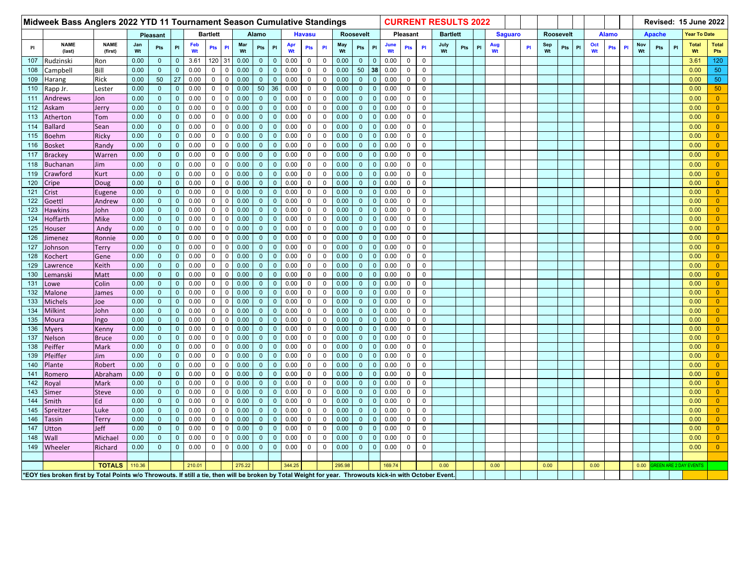| Midweek Bass Anglers 2022 YTD 11 Tournament Season Cumulative Standings | | | | | | | | | | | | | | | | | | | CURRENT RESULTS 2022 | | | | | | | | | | | | | | | | | | | | | | Revised: 15 June 2022 | |
|---|---|---|---|---|---|---|---|---|---|---|---|---|---|---|---|---|---|---|---|---|---|---|---|---|---|---|---|---|---|---|---|---|---|---|---|---|---|---|---|---|
| | | | Pleasant | | | Bartlett | | | Alamo | | | Havasu | | | Roosevelt | | | Pleasant | | | Bartlett | | | Saguaro | | | Roosevelt | | | Alamo | | | Apache | | | Year To Date | |
| Pl | NAME (last) | NAME (first) | Jan Wt | Pts | Pl | Feb Wt | Pts | Pl | Mar Wt | Pts | Pl | Apr Wt | Pts | Pl | May Wt | Pts | Pl | June Wt | Pts | Pl | July Wt | Pts | Pl | Aug Wt | | Pl | Sep Wt | Pts | Pl | Oct Wt | Pts | Pl | Nov Wt | Pts | Pl | Total Wt | Total Pts |
| 107 | Rudzinski | Ron | 0.00 | 0 | 0 | 3.61 | 120 | 31 | 0.00 | 0 | 0 | 0.00 | 0 | 0 | 0.00 | 0 | 0 | 0.00 | 0 | 0 | | | | | | | | | | | | | | | | 3.61 | 120 |
| 108 | Campbell | Bill | 0.00 | 0 | 0 | 0.00 | 0 | 0 | 0.00 | 0 | 0 | 0.00 | 0 | 0 | 0.00 | 50 | 38 | 0.00 | 0 | 0 | | | | | | | | | | | | | | | | 0.00 | 50 |
| 109 | Harang | Rick | 0.00 | 50 | 27 | 0.00 | 0 | 0 | 0.00 | 0 | 0 | 0.00 | 0 | 0 | 0.00 | 0 | 0 | 0.00 | 0 | 0 | | | | | | | | | | | | | | | | 0.00 | 50 |
| 110 | Rapp Jr. | Lester | 0.00 | 0 | 0 | 0.00 | 0 | 0 | 0.00 | 50 | 36 | 0.00 | 0 | 0 | 0.00 | 0 | 0 | 0.00 | 0 | 0 | | | | | | | | | | | | | | | | 0.00 | 50 |
| 111 | Andrews | Jon | 0.00 | 0 | 0 | 0.00 | 0 | 0 | 0.00 | 0 | 0 | 0.00 | 0 | 0 | 0.00 | 0 | 0 | 0.00 | 0 | 0 | | | | | | | | | | | | | | | | 0.00 | 0 |
| 112 | Askam | Jerry | 0.00 | 0 | 0 | 0.00 | 0 | 0 | 0.00 | 0 | 0 | 0.00 | 0 | 0 | 0.00 | 0 | 0 | 0.00 | 0 | 0 | | | | | | | | | | | | | | | | 0.00 | 0 |
| 113 | Atherton | Tom | 0.00 | 0 | 0 | 0.00 | 0 | 0 | 0.00 | 0 | 0 | 0.00 | 0 | 0 | 0.00 | 0 | 0 | 0.00 | 0 | 0 | | | | | | | | | | | | | | | | 0.00 | 0 |
| 114 | Ballard | Sean | 0.00 | 0 | 0 | 0.00 | 0 | 0 | 0.00 | 0 | 0 | 0.00 | 0 | 0 | 0.00 | 0 | 0 | 0.00 | 0 | 0 | | | | | | | | | | | | | | | | 0.00 | 0 |
| 115 | Boehm | Ricky | 0.00 | 0 | 0 | 0.00 | 0 | 0 | 0.00 | 0 | 0 | 0.00 | 0 | 0 | 0.00 | 0 | 0 | 0.00 | 0 | 0 | | | | | | | | | | | | | | | | 0.00 | 0 |
| 116 | Bosket | Randy | 0.00 | 0 | 0 | 0.00 | 0 | 0 | 0.00 | 0 | 0 | 0.00 | 0 | 0 | 0.00 | 0 | 0 | 0.00 | 0 | 0 | | | | | | | | | | | | | | | | 0.00 | 0 |
| 117 | Brackey | Warren | 0.00 | 0 | 0 | 0.00 | 0 | 0 | 0.00 | 0 | 0 | 0.00 | 0 | 0 | 0.00 | 0 | 0 | 0.00 | 0 | 0 | | | | | | | | | | | | | | | | 0.00 | 0 |
| 118 | Buchanan | Jim | 0.00 | 0 | 0 | 0.00 | 0 | 0 | 0.00 | 0 | 0 | 0.00 | 0 | 0 | 0.00 | 0 | 0 | 0.00 | 0 | 0 | | | | | | | | | | | | | | | | 0.00 | 0 |
| 119 | Crawford | Kurt | 0.00 | 0 | 0 | 0.00 | 0 | 0 | 0.00 | 0 | 0 | 0.00 | 0 | 0 | 0.00 | 0 | 0 | 0.00 | 0 | 0 | | | | | | | | | | | | | | | | 0.00 | 0 |
| 120 | Cripe | Doug | 0.00 | 0 | 0 | 0.00 | 0 | 0 | 0.00 | 0 | 0 | 0.00 | 0 | 0 | 0.00 | 0 | 0 | 0.00 | 0 | 0 | | | | | | | | | | | | | | | | 0.00 | 0 |
| 121 | Crist | Eugene | 0.00 | 0 | 0 | 0.00 | 0 | 0 | 0.00 | 0 | 0 | 0.00 | 0 | 0 | 0.00 | 0 | 0 | 0.00 | 0 | 0 | | | | | | | | | | | | | | | | 0.00 | 0 |
| 122 | Goettl | Andrew | 0.00 | 0 | 0 | 0.00 | 0 | 0 | 0.00 | 0 | 0 | 0.00 | 0 | 0 | 0.00 | 0 | 0 | 0.00 | 0 | 0 | | | | | | | | | | | | | | | | 0.00 | 0 |
| 123 | Hawkins | John | 0.00 | 0 | 0 | 0.00 | 0 | 0 | 0.00 | 0 | 0 | 0.00 | 0 | 0 | 0.00 | 0 | 0 | 0.00 | 0 | 0 | | | | | | | | | | | | | | | | 0.00 | 0 |
| 124 | Hoffarth | Mike | 0.00 | 0 | 0 | 0.00 | 0 | 0 | 0.00 | 0 | 0 | 0.00 | 0 | 0 | 0.00 | 0 | 0 | 0.00 | 0 | 0 | | | | | | | | | | | | | | | | 0.00 | 0 |
| 125 | Houser | Andy | 0.00 | 0 | 0 | 0.00 | 0 | 0 | 0.00 | 0 | 0 | 0.00 | 0 | 0 | 0.00 | 0 | 0 | 0.00 | 0 | 0 | | | | | | | | | | | | | | | | 0.00 | 0 |
| 126 | Jimenez | Ronnie | 0.00 | 0 | 0 | 0.00 | 0 | 0 | 0.00 | 0 | 0 | 0.00 | 0 | 0 | 0.00 | 0 | 0 | 0.00 | 0 | 0 | | | | | | | | | | | | | | | | 0.00 | 0 |
| 127 | Johnson | Terry | 0.00 | 0 | 0 | 0.00 | 0 | 0 | 0.00 | 0 | 0 | 0.00 | 0 | 0 | 0.00 | 0 | 0 | 0.00 | 0 | 0 | | | | | | | | | | | | | | | | 0.00 | 0 |
| 128 | Kochert | Gene | 0.00 | 0 | 0 | 0.00 | 0 | 0 | 0.00 | 0 | 0 | 0.00 | 0 | 0 | 0.00 | 0 | 0 | 0.00 | 0 | 0 | | | | | | | | | | | | | | | | 0.00 | 0 |
| 129 | Lawrence | Keith | 0.00 | 0 | 0 | 0.00 | 0 | 0 | 0.00 | 0 | 0 | 0.00 | 0 | 0 | 0.00 | 0 | 0 | 0.00 | 0 | 0 | | | | | | | | | | | | | | | | 0.00 | 0 |
| 130 | Lemanski | Matt | 0.00 | 0 | 0 | 0.00 | 0 | 0 | 0.00 | 0 | 0 | 0.00 | 0 | 0 | 0.00 | 0 | 0 | 0.00 | 0 | 0 | | | | | | | | | | | | | | | | 0.00 | 0 |
| 131 | Lowe | Colin | 0.00 | 0 | 0 | 0.00 | 0 | 0 | 0.00 | 0 | 0 | 0.00 | 0 | 0 | 0.00 | 0 | 0 | 0.00 | 0 | 0 | | | | | | | | | | | | | | | | 0.00 | 0 |
| 132 | Malone | James | 0.00 | 0 | 0 | 0.00 | 0 | 0 | 0.00 | 0 | 0 | 0.00 | 0 | 0 | 0.00 | 0 | 0 | 0.00 | 0 | 0 | | | | | | | | | | | | | | | | 0.00 | 0 |
| 133 | Michels | Joe | 0.00 | 0 | 0 | 0.00 | 0 | 0 | 0.00 | 0 | 0 | 0.00 | 0 | 0 | 0.00 | 0 | 0 | 0.00 | 0 | 0 | | | | | | | | | | | | | | | | 0.00 | 0 |
| 134 | Milkint | John | 0.00 | 0 | 0 | 0.00 | 0 | 0 | 0.00 | 0 | 0 | 0.00 | 0 | 0 | 0.00 | 0 | 0 | 0.00 | 0 | 0 | | | | | | | | | | | | | | | | 0.00 | 0 |
| 135 | Moura | Ingo | 0.00 | 0 | 0 | 0.00 | 0 | 0 | 0.00 | 0 | 0 | 0.00 | 0 | 0 | 0.00 | 0 | 0 | 0.00 | 0 | 0 | | | | | | | | | | | | | | | | 0.00 | 0 |
| 136 | Myers | Kenny | 0.00 | 0 | 0 | 0.00 | 0 | 0 | 0.00 | 0 | 0 | 0.00 | 0 | 0 | 0.00 | 0 | 0 | 0.00 | 0 | 0 | | | | | | | | | | | | | | | | 0.00 | 0 |
| 137 | Nelson | Bruce | 0.00 | 0 | 0 | 0.00 | 0 | 0 | 0.00 | 0 | 0 | 0.00 | 0 | 0 | 0.00 | 0 | 0 | 0.00 | 0 | 0 | | | | | | | | | | | | | | | | 0.00 | 0 |
| 138 | Peiffer | Mark | 0.00 | 0 | 0 | 0.00 | 0 | 0 | 0.00 | 0 | 0 | 0.00 | 0 | 0 | 0.00 | 0 | 0 | 0.00 | 0 | 0 | | | | | | | | | | | | | | | | 0.00 | 0 |
| 139 | Pfeiffer | Jim | 0.00 | 0 | 0 | 0.00 | 0 | 0 | 0.00 | 0 | 0 | 0.00 | 0 | 0 | 0.00 | 0 | 0 | 0.00 | 0 | 0 | | | | | | | | | | | | | | | | 0.00 | 0 |
| 140 | Plante | Robert | 0.00 | 0 | 0 | 0.00 | 0 | 0 | 0.00 | 0 | 0 | 0.00 | 0 | 0 | 0.00 | 0 | 0 | 0.00 | 0 | 0 | | | | | | | | | | | | | | | | 0.00 | 0 |
| 141 | Romero | Abraham | 0.00 | 0 | 0 | 0.00 | 0 | 0 | 0.00 | 0 | 0 | 0.00 | 0 | 0 | 0.00 | 0 | 0 | 0.00 | 0 | 0 | | | | | | | | | | | | | | | | 0.00 | 0 |
| 142 | Royal | Mark | 0.00 | 0 | 0 | 0.00 | 0 | 0 | 0.00 | 0 | 0 | 0.00 | 0 | 0 | 0.00 | 0 | 0 | 0.00 | 0 | 0 | | | | | | | | | | | | | | | | 0.00 | 0 |
| 143 | Simer | Steve | 0.00 | 0 | 0 | 0.00 | 0 | 0 | 0.00 | 0 | 0 | 0.00 | 0 | 0 | 0.00 | 0 | 0 | 0.00 | 0 | 0 | | | | | | | | | | | | | | | | 0.00 | 0 |
| 144 | Smith | Ed | 0.00 | 0 | 0 | 0.00 | 0 | 0 | 0.00 | 0 | 0 | 0.00 | 0 | 0 | 0.00 | 0 | 0 | 0.00 | 0 | 0 | | | | | | | | | | | | | | | | 0.00 | 0 |
| 145 | Spreitzer | Luke | 0.00 | 0 | 0 | 0.00 | 0 | 0 | 0.00 | 0 | 0 | 0.00 | 0 | 0 | 0.00 | 0 | 0 | 0.00 | 0 | 0 | | | | | | | | | | | | | | | | 0.00 | 0 |
| 146 | Tassin | Terry | 0.00 | 0 | 0 | 0.00 | 0 | 0 | 0.00 | 0 | 0 | 0.00 | 0 | 0 | 0.00 | 0 | 0 | 0.00 | 0 | 0 | | | | | | | | | | | | | | | | 0.00 | 0 |
| 147 | Utton | Jeff | 0.00 | 0 | 0 | 0.00 | 0 | 0 | 0.00 | 0 | 0 | 0.00 | 0 | 0 | 0.00 | 0 | 0 | 0.00 | 0 | 0 | | | | | | | | | | | | | | | | 0.00 | 0 |
| 148 | Wall | Michael | 0.00 | 0 | 0 | 0.00 | 0 | 0 | 0.00 | 0 | 0 | 0.00 | 0 | 0 | 0.00 | 0 | 0 | 0.00 | 0 | 0 | | | | | | | | | | | | | | | | 0.00 | 0 |
| 149 | Wheeler | Richard | 0.00 | 0 | 0 | 0.00 | 0 | 0 | 0.00 | 0 | 0 | 0.00 | 0 | 0 | 0.00 | 0 | 0 | 0.00 | 0 | 0 | | | | | | | | | | | | | | | | 0.00 | 0 |
| | | | | | | | | | | | | | | | | | | | | | | | | | | | | | | | | | | | | | |
| | | TOTALS | 110.36 | | | 210.01 | | | 275.22 | | | 344.25 | | | 295.98 | | | 169.74 | | | 0.00 | | | 0.00 | | | 0.00 | | | 0.00 | | | 0.00 | GREEN ARE 2 DAY EVENTS | | | |

*EOY ties broken first by Total Points w/o Throwouts. If still a tie, then will be broken by Total Weight for year. Throwouts kick-in with October Event.